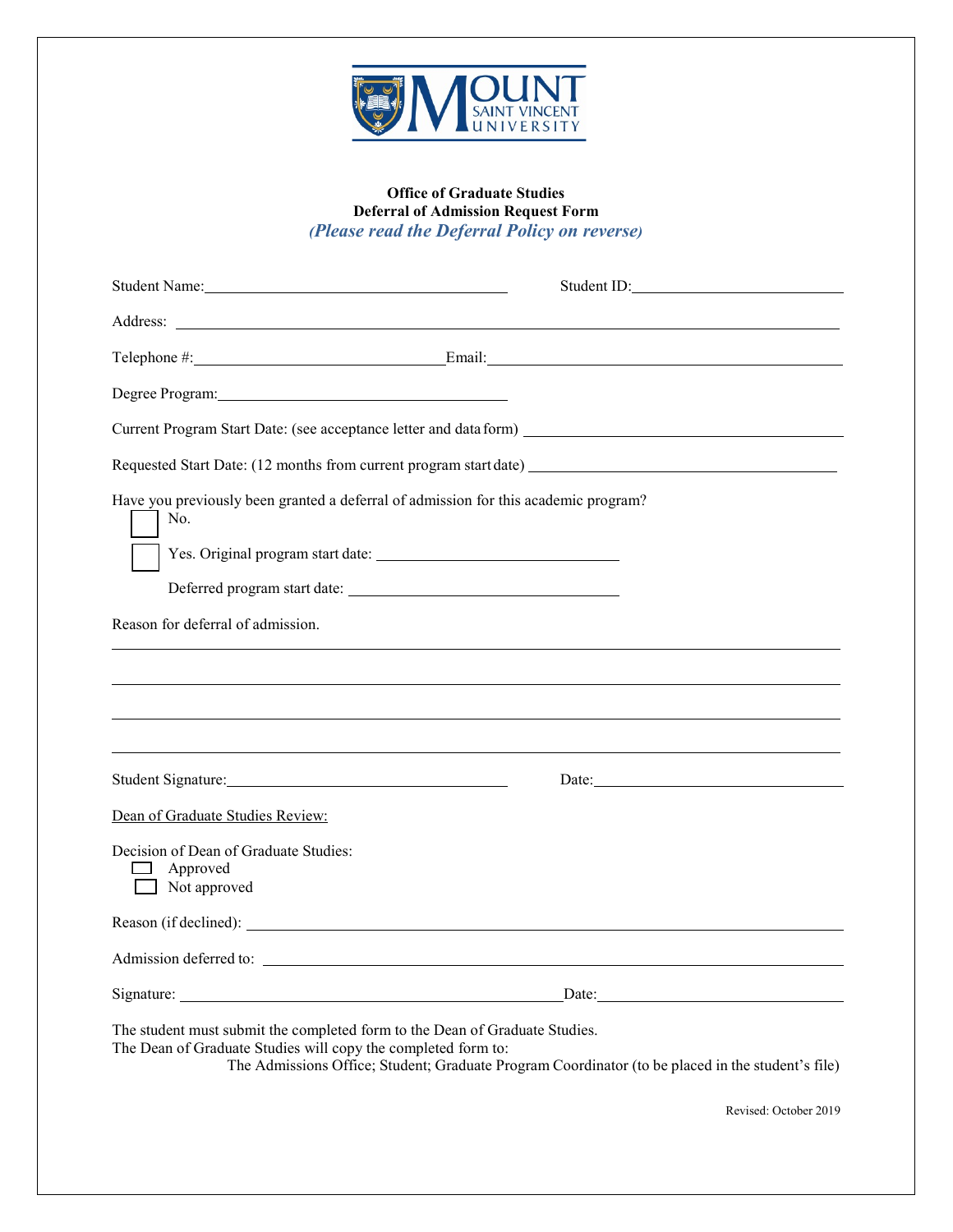**Office of Graduate Studies**
**Deferral of Admission Request Form**
***(Please read the Deferral Policy on reverse)***

Student Name:\_\_\_\_\_\_\_\_\_\_\_\_\_\_\_\_\_\_\_\_\_\_\_\_\_\_\_\_\_\_ Student ID:\_\_\_\_\_\_\_\_\_\_\_\_\_\_\_\_\_\_\_\_

Address: \_\_\_\_\_\_\_\_\_\_\_\_\_\_\_\_\_\_\_\_\_\_\_\_\_\_\_\_\_\_\_\_\_\_\_\_\_\_\_\_\_\_\_\_\_\_\_\_\_\_\_\_\_\_

Telephone #:\_\_\_\_\_\_\_\_\_\_\_\_\_\_\_\_\_\_\_\_\_\_\_\_\_Email:\_\_\_\_\_\_\_\_\_\_\_\_\_\_\_\_\_\_\_\_\_\_\_\_\_\_\_\_\_\_\_\_\_\_\_\_

Degree Program:\_\_\_\_\_\_\_\_\_\_\_\_\_\_\_\_\_\_\_\_\_\_\_\_\_\_\_\_\_\_

Current Program Start Date: (see acceptance letter and data form) \_\_\_\_\_\_\_\_\_\_\_\_\_\_\_\_\_\_\_\_\_\_\_\_\_\_\_\_\_\_

Requested Start Date: (12 months from current program start date) \_\_\_\_\_\_\_\_\_\_\_\_\_\_\_\_\_\_\_\_\_\_\_\_\_\_\_\_\_\_

Have you previously been granted a deferral of admission for this academic program?

- ☐ No.
- ☐ Yes. Original program start date: \_\_\_\_\_\_\_\_\_\_\_\_\_\_\_\_\_\_\_\_\_\_\_\_\_\_

  Deferred program start date: \_\_\_\_\_\_\_\_\_\_\_\_\_\_\_\_\_\_\_\_\_\_\_\_\_\_

Reason for deferral of admission.

\_\_\_\_\_\_\_\_\_\_\_\_\_\_\_\_\_\_\_\_\_\_\_\_\_\_\_\_\_\_\_\_\_\_\_\_\_\_\_\_\_\_\_\_\_\_\_\_\_\_\_\_\_\_\_\_\_\_\_\_\_\_\_\_

\_\_\_\_\_\_\_\_\_\_\_\_\_\_\_\_\_\_\_\_\_\_\_\_\_\_\_\_\_\_\_\_\_\_\_\_\_\_\_\_\_\_\_\_\_\_\_\_\_\_\_\_\_\_\_\_\_\_\_\_\_\_\_\_

\_\_\_\_\_\_\_\_\_\_\_\_\_\_\_\_\_\_\_\_\_\_\_\_\_\_\_\_\_\_\_\_\_\_\_\_\_\_\_\_\_\_\_\_\_\_\_\_\_\_\_\_\_\_\_\_\_\_\_\_\_\_\_\_

\_\_\_\_\_\_\_\_\_\_\_\_\_\_\_\_\_\_\_\_\_\_\_\_\_\_\_\_\_\_\_\_\_\_\_\_\_\_\_\_\_\_\_\_\_\_\_\_\_\_\_\_\_\_\_\_\_\_\_\_\_\_\_\_

Student Signature:\_\_\_\_\_\_\_\_\_\_\_\_\_\_\_\_\_\_\_\_\_\_\_\_\_\_\_\_\_\_ Date:\_\_\_\_\_\_\_\_\_\_\_\_\_\_\_\_\_\_\_\_\_\_\_\_\_

<u>Dean of Graduate Studies Review:</u>

Decision of Dean of Graduate Studies:

- ☐ Approved
- ☐ Not approved

Reason (if declined): \_\_\_\_\_\_\_\_\_\_\_\_\_\_\_\_\_\_\_\_\_\_\_\_\_\_\_\_\_\_\_\_\_\_\_\_\_\_\_\_\_\_\_\_\_\_\_\_\_\_\_\_\_\_

Admission deferred to: \_\_\_\_\_\_\_\_\_\_\_\_\_\_\_\_\_\_\_\_\_\_\_\_\_\_\_\_\_\_\_\_\_\_\_\_\_\_\_\_\_\_\_\_\_\_\_\_\_\_\_

Signature: \_\_\_\_\_\_\_\_\_\_\_\_\_\_\_\_\_\_\_\_\_\_\_\_\_\_\_\_\_\_\_\_\_\_\_\_\_\_\_Date:\_\_\_\_\_\_\_\_\_\_\_\_\_\_\_\_\_\_\_\_\_\_\_\_\_

The student must submit the completed form to the Dean of Graduate Studies.
The Dean of Graduate Studies will copy the completed form to:
The Admissions Office; Student; Graduate Program Coordinator (to be placed in the student's file)

Revised: October 2019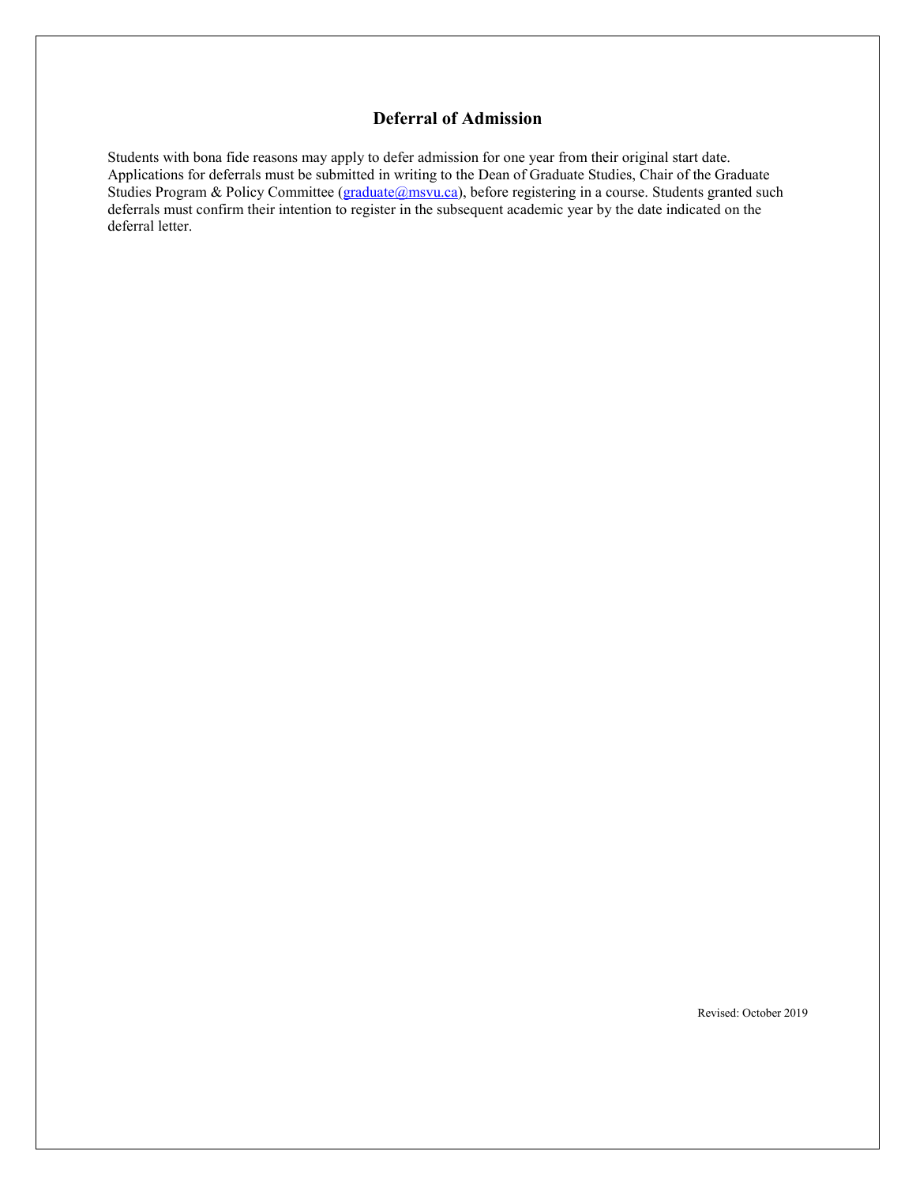## Deferral of Admission

Students with bona fide reasons may apply to defer admission for one year from their original start date. Applications for deferrals must be submitted in writing to the Dean of Graduate Studies, Chair of the Graduate Studies Program & Policy Committee (graduate@msvu.ca), before registering in a course. Students granted such deferrals must confirm their intention to register in the subsequent academic year by the date indicated on the deferral letter.

Revised: October 2019